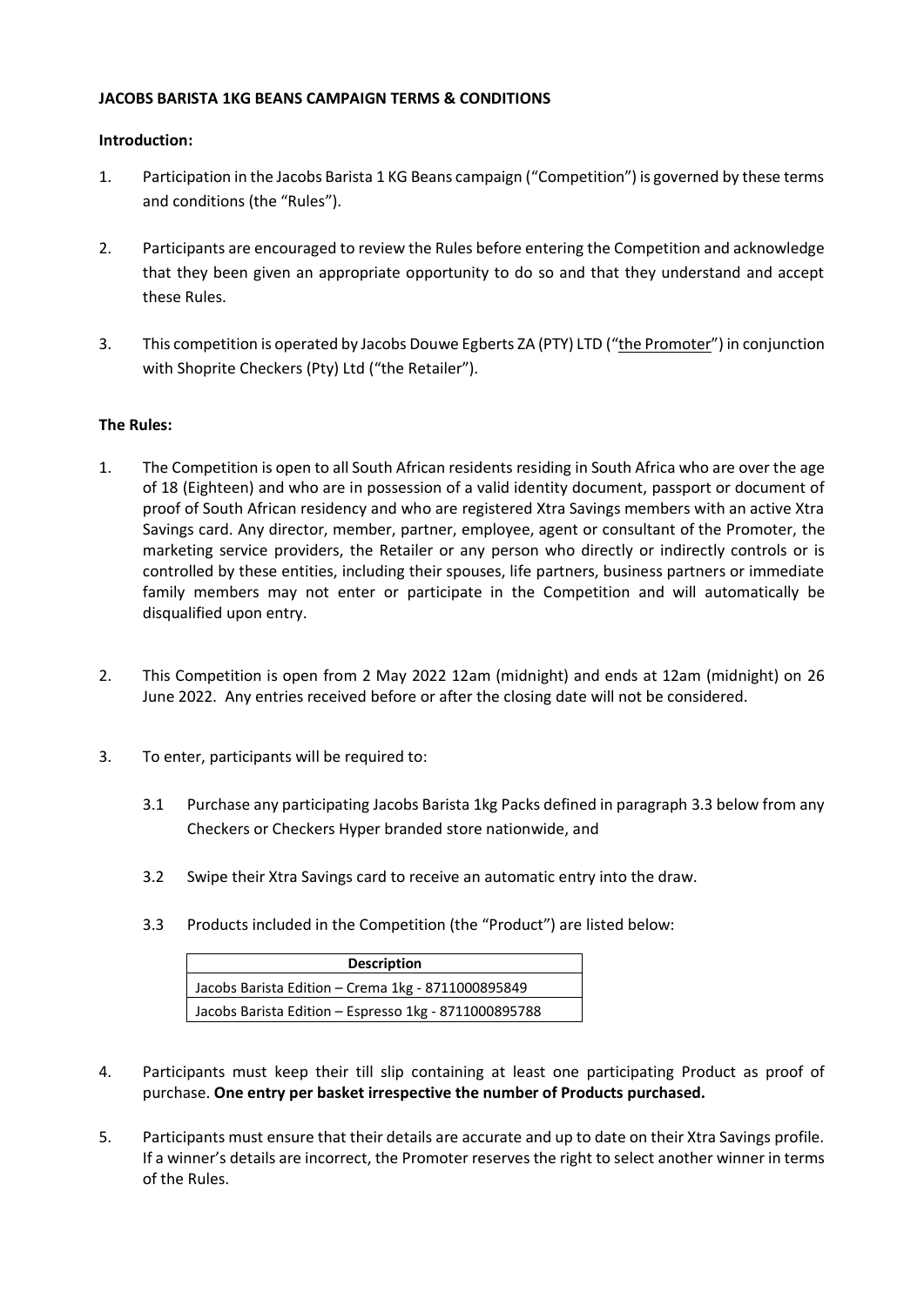**JACOBS BARISTA 1KG BEANS CAMPAIGN TERMS & CONDITIONS**

**Introduction:**

1. Participation in the Jacobs Barista 1 KG Beans campaign ("Competition") is governed by these terms and conditions (the "Rules").

2. Participants are encouraged to review the Rules before entering the Competition and acknowledge that they been given an appropriate opportunity to do so and that they understand and accept these Rules.

3. This competition is operated by Jacobs Douwe Egberts ZA (PTY) LTD ("the Promoter") in conjunction with Shoprite Checkers (Pty) Ltd ("the Retailer").

**The Rules:**

1. The Competition is open to all South African residents residing in South Africa who are over the age of 18 (Eighteen) and who are in possession of a valid identity document, passport or document of proof of South African residency and who are registered Xtra Savings members with an active Xtra Savings card. Any director, member, partner, employee, agent or consultant of the Promoter, the marketing service providers, the Retailer or any person who directly or indirectly controls or is controlled by these entities, including their spouses, life partners, business partners or immediate family members may not enter or participate in the Competition and will automatically be disqualified upon entry.

2. This Competition is open from 2 May 2022 12am (midnight) and ends at 12am (midnight) on 26 June 2022. Any entries received before or after the closing date will not be considered.

3. To enter, participants will be required to:

   3.1 Purchase any participating Jacobs Barista 1kg Packs defined in paragraph 3.3 below from any Checkers or Checkers Hyper branded store nationwide, and

   3.2 Swipe their Xtra Savings card to receive an automatic entry into the draw.

   3.3 Products included in the Competition (the "Product") are listed below:

   | Description |
   |---|
   | Jacobs Barista Edition – Crema 1kg - 8711000895849 |
   | Jacobs Barista Edition – Espresso 1kg - 8711000895788 |

4. Participants must keep their till slip containing at least one participating Product as proof of purchase. **One entry per basket irrespective the number of Products purchased.**

5. Participants must ensure that their details are accurate and up to date on their Xtra Savings profile. If a winner's details are incorrect, the Promoter reserves the right to select another winner in terms of the Rules.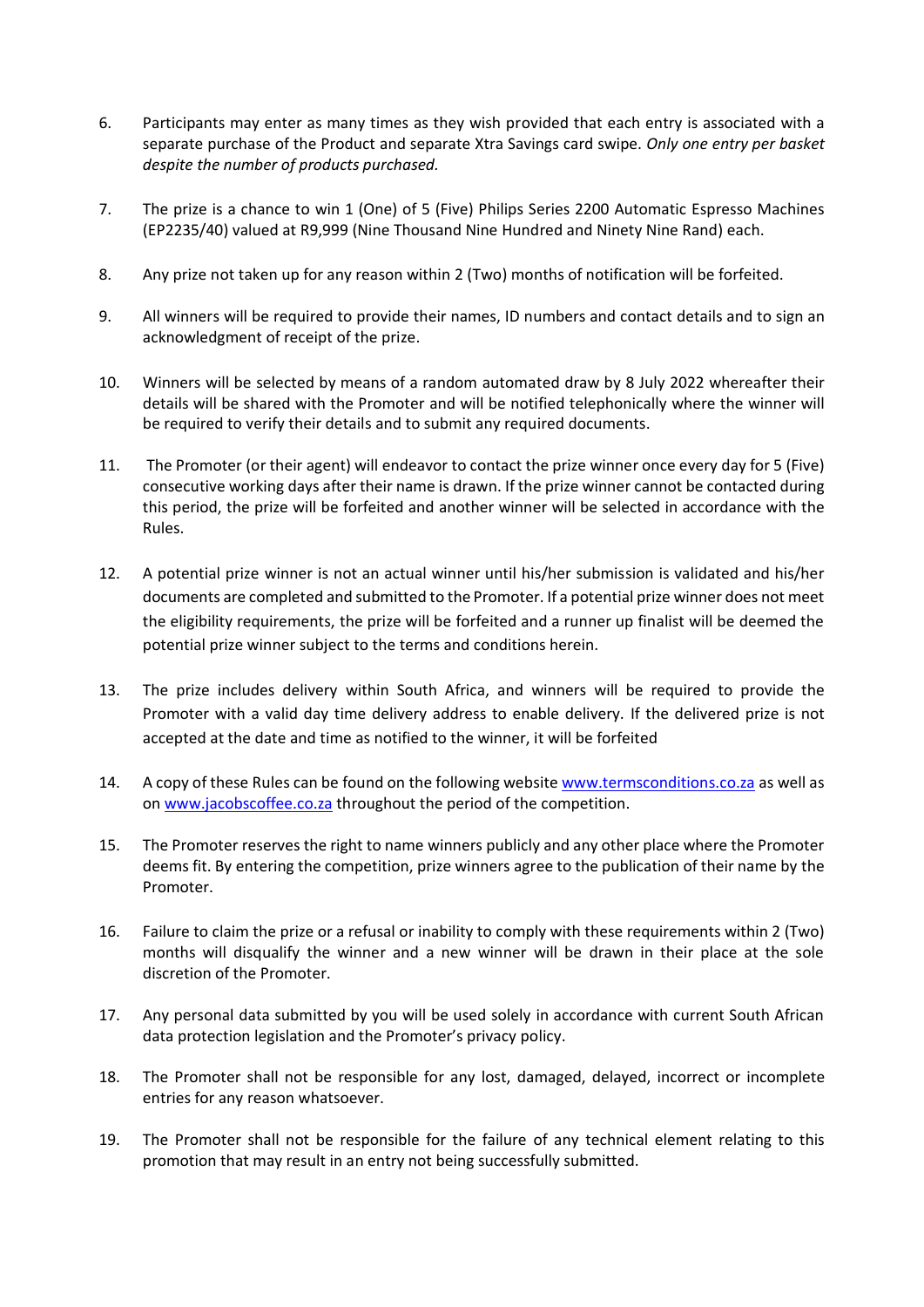6. Participants may enter as many times as they wish provided that each entry is associated with a separate purchase of the Product and separate Xtra Savings card swipe. *Only one entry per basket despite the number of products purchased.*

7. The prize is a chance to win 1 (One) of 5 (Five) Philips Series 2200 Automatic Espresso Machines (EP2235/40) valued at R9,999 (Nine Thousand Nine Hundred and Ninety Nine Rand) each.

8. Any prize not taken up for any reason within 2 (Two) months of notification will be forfeited.

9. All winners will be required to provide their names, ID numbers and contact details and to sign an acknowledgment of receipt of the prize.

10. Winners will be selected by means of a random automated draw by 8 July 2022 whereafter their details will be shared with the Promoter and will be notified telephonically where the winner will be required to verify their details and to submit any required documents.

11. The Promoter (or their agent) will endeavor to contact the prize winner once every day for 5 (Five) consecutive working days after their name is drawn. If the prize winner cannot be contacted during this period, the prize will be forfeited and another winner will be selected in accordance with the Rules.

12. A potential prize winner is not an actual winner until his/her submission is validated and his/her documents are completed and submitted to the Promoter. If a potential prize winner does not meet the eligibility requirements, the prize will be forfeited and a runner up finalist will be deemed the potential prize winner subject to the terms and conditions herein.

13. The prize includes delivery within South Africa, and winners will be required to provide the Promoter with a valid day time delivery address to enable delivery. If the delivered prize is not accepted at the date and time as notified to the winner, it will be forfeited

14. A copy of these Rules can be found on the following website [www.termsconditions.co.za](www.termsconditions.co.za) as well as on [www.jacobscoffee.co.za](www.jacobscoffee.co.za) throughout the period of the competition.

15. The Promoter reserves the right to name winners publicly and any other place where the Promoter deems fit. By entering the competition, prize winners agree to the publication of their name by the Promoter.

16. Failure to claim the prize or a refusal or inability to comply with these requirements within 2 (Two) months will disqualify the winner and a new winner will be drawn in their place at the sole discretion of the Promoter.

17. Any personal data submitted by you will be used solely in accordance with current South African data protection legislation and the Promoter's privacy policy.

18. The Promoter shall not be responsible for any lost, damaged, delayed, incorrect or incomplete entries for any reason whatsoever.

19. The Promoter shall not be responsible for the failure of any technical element relating to this promotion that may result in an entry not being successfully submitted.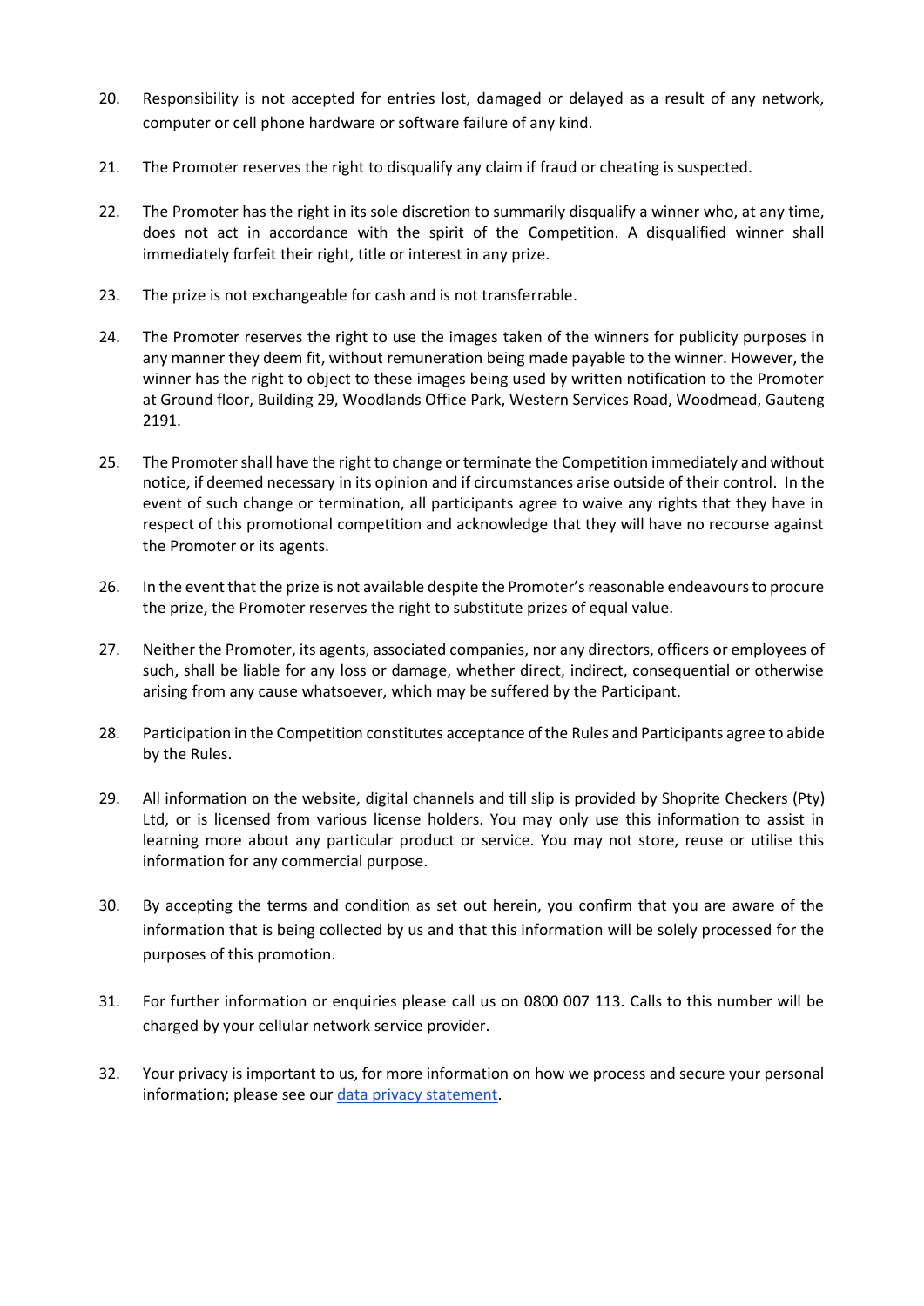20. Responsibility is not accepted for entries lost, damaged or delayed as a result of any network, computer or cell phone hardware or software failure of any kind.

21. The Promoter reserves the right to disqualify any claim if fraud or cheating is suspected.

22. The Promoter has the right in its sole discretion to summarily disqualify a winner who, at any time, does not act in accordance with the spirit of the Competition. A disqualified winner shall immediately forfeit their right, title or interest in any prize.

23. The prize is not exchangeable for cash and is not transferrable.

24. The Promoter reserves the right to use the images taken of the winners for publicity purposes in any manner they deem fit, without remuneration being made payable to the winner. However, the winner has the right to object to these images being used by written notification to the Promoter at Ground floor, Building 29, Woodlands Office Park, Western Services Road, Woodmead, Gauteng 2191.

25. The Promoter shall have the right to change or terminate the Competition immediately and without notice, if deemed necessary in its opinion and if circumstances arise outside of their control. In the event of such change or termination, all participants agree to waive any rights that they have in respect of this promotional competition and acknowledge that they will have no recourse against the Promoter or its agents.

26. In the event that the prize is not available despite the Promoter's reasonable endeavours to procure the prize, the Promoter reserves the right to substitute prizes of equal value.

27. Neither the Promoter, its agents, associated companies, nor any directors, officers or employees of such, shall be liable for any loss or damage, whether direct, indirect, consequential or otherwise arising from any cause whatsoever, which may be suffered by the Participant.

28. Participation in the Competition constitutes acceptance of the Rules and Participants agree to abide by the Rules.

29. All information on the website, digital channels and till slip is provided by Shoprite Checkers (Pty) Ltd, or is licensed from various license holders. You may only use this information to assist in learning more about any particular product or service. You may not store, reuse or utilise this information for any commercial purpose.

30. By accepting the terms and condition as set out herein, you confirm that you are aware of the information that is being collected by us and that this information will be solely processed for the purposes of this promotion.

31. For further information or enquiries please call us on 0800 007 113. Calls to this number will be charged by your cellular network service provider.

32. Your privacy is important to us, for more information on how we process and secure your personal information; please see our data privacy statement.